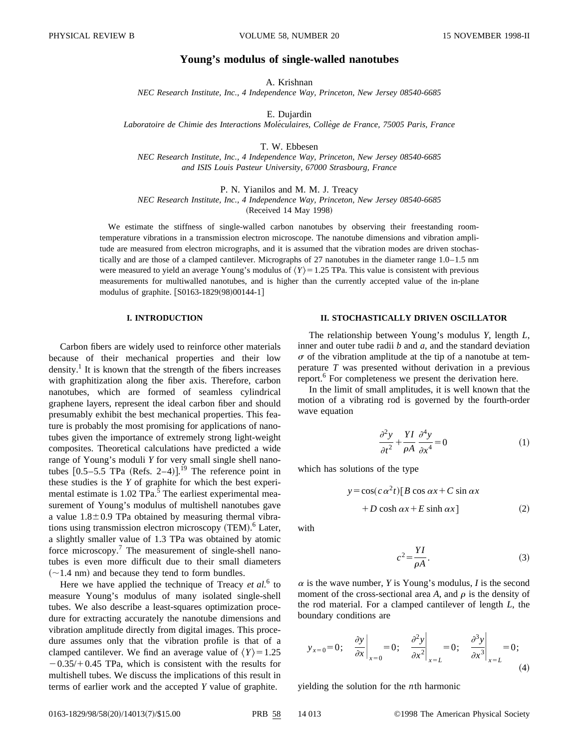# Young's modulus of single-walled nanotubes

A. Krishnan

*NEC Research Institute, Inc., 4 Independence Way, Princeton, New Jersey 08540-6685*

E. Dujardin

*Laboratoire de Chimie des Interactions Moléculaires, Collège de France, 75005 Paris, France*

T. W. Ebbesen

*NEC Research Institute, Inc., 4 Independence Way, Princeton, New Jersey 08540-6685 and ISIS Louis Pasteur University, 67000 Strasbourg, France*

P. N. Yianilos and M. M. J. Treacy

*NEC Research Institute, Inc., 4 Independence Way, Princeton, New Jersey 08540-6685*

(Received 14 May 1998)

We estimate the stiffness of single-walled carbon nanotubes by observing their freestanding room-temperature vibrations in a transmission electron microscope. The nanotube dimensions and vibration amplitude are measured from electron micrographs, and it is assumed that the vibration modes are driven stochastically and are those of a clamped cantilever. Micrographs of 27 nanotubes in the diameter range 1.0–1.5 nm were measured to yield an average Young's modulus of $\langle Y \rangle = 1.25$ TPa. This value is consistent with previous measurements for multiwalled nanotubes, and is higher than the currently accepted value of the in-plane modulus of graphite. [S0163-1829(98)00144-1]

## I. INTRODUCTION

Carbon fibers are widely used to reinforce other materials because of their mechanical properties and their low density.[1] It is known that the strength of the fibers increases with graphitization along the fiber axis. Therefore, carbon nanotubes, which are formed of seamless cylindrical graphene layers, represent the ideal carbon fiber and should presumably exhibit the best mechanical properties. This feature is probably the most promising for applications of nanotubes given the importance of extremely strong light-weight composites. Theoretical calculations have predicted a wide range of Young's moduli $Y$ for very small single shell nanotubes [0.5–5.5 TPa (Refs. 2–4)].[19] The reference point in these studies is the $Y$ of graphite for which the best experimental estimate is 1.02 TPa.[5] The earliest experimental measurement of Young's modulus of multishell nanotubes gave a value $1.8 \pm 0.9$ TPa obtained by measuring thermal vibrations using transmission electron microscopy (TEM).[6] Later, a slightly smaller value of 1.3 TPa was obtained by atomic force microscopy.[7] The measurement of single-shell nanotubes is even more difficult due to their small diameters (~1.4 nm) and because they tend to form bundles.

Here we have applied the technique of Treacy *et al.*[6] to measure Young's modulus of many isolated single-shell tubes. We also describe a least-squares optimization procedure for extracting accurately the nanotube dimensions and vibration amplitude directly from digital images. This procedure assumes only that the vibration profile is that of a clamped cantilever. We find an average value of $\langle Y \rangle = 1.25 - 0.35/+0.45$ TPa, which is consistent with the results for multishell tubes. We discuss the implications of this result in terms of earlier work and the accepted $Y$ value of graphite.

## II. STOCHASTICALLY DRIVEN OSCILLATOR

The relationship between Young's modulus $Y$, length $L$, inner and outer tube radii $b$ and $a$, and the standard deviation $\sigma$ of the vibration amplitude at the tip of a nanotube at temperature $T$ was presented without derivation in a previous report.[6] For completeness we present the derivation here.

In the limit of small amplitudes, it is well known that the motion of a vibrating rod is governed by the fourth-order wave equation

$$\frac{\partial^2 y}{\partial t^2} + \frac{YI}{\rho A} \frac{\partial^4 y}{\partial x^4} = 0 \tag{1}$$

which has solutions of the type

$$y = \cos(c\alpha^2 t)[B \cos \alpha x + C \sin \alpha x + D \cosh \alpha x + E \sinh \alpha x] \tag{2}$$

with

$$c^2 = \frac{YI}{\rho A}. \tag{3}$$

$\alpha$ is the wave number, $Y$ is Young's modulus, $I$ is the second moment of the cross-sectional area $A$, and $\rho$ is the density of the rod material. For a clamped cantilever of length $L$, the boundary conditions are

$$y_{x=0} = 0; \quad \left.\frac{\partial y}{\partial x}\right|_{x=0} = 0; \quad \left.\frac{\partial^2 y}{\partial x^2}\right|_{x=L} = 0; \quad \left.\frac{\partial^3 y}{\partial x^3}\right|_{x=L} = 0; \tag{4}$$

yielding the solution for the $n$th harmonic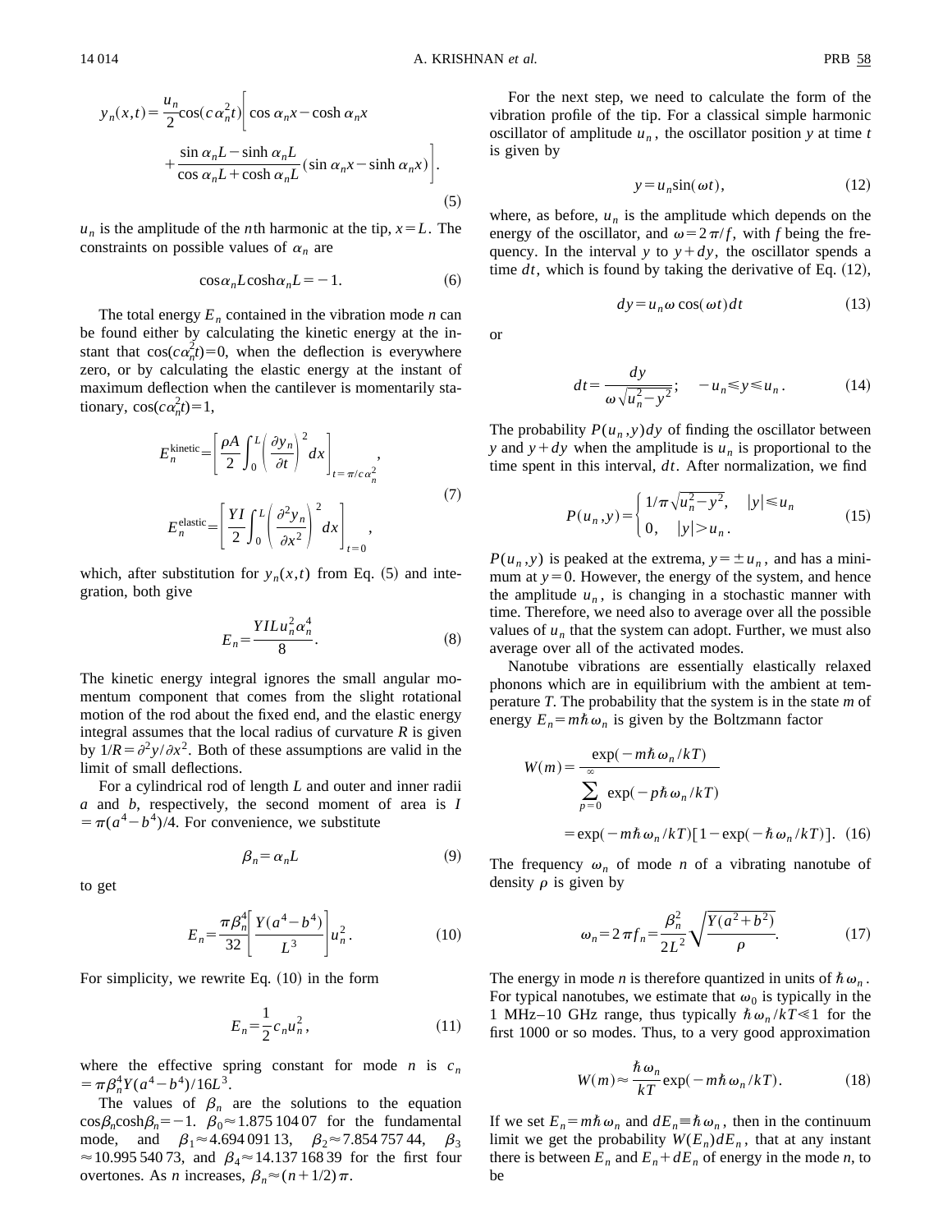$$y_n(x,t) = \frac{u_n}{2}\cos(c\alpha_n^2 t)\left[\cos\alpha_n x - \cosh\alpha_n x + \frac{\sin\alpha_n L - \sinh\alpha_n L}{\cos\alpha_n L + \cosh\alpha_n L}(\sin\alpha_n x - \sinh\alpha_n x)\right]. \tag{5}$$

$u_n$ is the amplitude of the $n$th harmonic at the tip, $x=L$. The constraints on possible values of $\alpha_n$ are

$$\cos\alpha_n L \cosh\alpha_n L = -1. \tag{6}$$

The total energy $E_n$ contained in the vibration mode $n$ can be found either by calculating the kinetic energy at the instant that $\cos(c\alpha_n^2 t)=0$, when the deflection is everywhere zero, or by calculating the elastic energy at the instant of maximum deflection when the cantilever is momentarily stationary, $\cos(c\alpha_n^2 t)=1$,

$$E_n^{\text{kinetic}} = \left[\frac{\rho A}{2}\int_0^L \left(\frac{\partial y_n}{\partial t}\right)^2 dx\right]_{t=\pi/c\alpha_n^2},$$
$$E_n^{\text{elastic}} = \left[\frac{YI}{2}\int_0^L \left(\frac{\partial^2 y_n}{\partial x^2}\right)^2 dx\right]_{t=0}, \tag{7}$$

which, after substitution for $y_n(x,t)$ from Eq. (5) and integration, both give

$$E_n = \frac{YILu_n^2\alpha_n^4}{8}. \tag{8}$$

The kinetic energy integral ignores the small angular momentum component that comes from the slight rotational motion of the rod about the fixed end, and the elastic energy integral assumes that the local radius of curvature $R$ is given by $1/R = \partial^2 y/\partial x^2$. Both of these assumptions are valid in the limit of small deflections.

For a cylindrical rod of length $L$ and outer and inner radii $a$ and $b$, respectively, the second moment of area is $I = \pi(a^4 - b^4)/4$. For convenience, we substitute

$$\beta_n = \alpha_n L \tag{9}$$

to get

$$E_n = \frac{\pi\beta_n^4}{32}\left[\frac{Y(a^4-b^4)}{L^3}\right]u_n^2. \tag{10}$$

For simplicity, we rewrite Eq. (10) in the form

$$E_n = \frac{1}{2}c_n u_n^2, \tag{11}$$

where the effective spring constant for mode $n$ is $c_n = \pi\beta_n^4 Y(a^4-b^4)/16L^3$.

The values of $\beta_n$ are the solutions to the equation $\cos\beta_n \cosh\beta_n = -1$. $\beta_0 \approx 1.875\,104\,07$ for the fundamental mode, and $\beta_1 \approx 4.694\,091\,13$, $\beta_2 \approx 7.854\,757\,44$, $\beta_3 \approx 10.995\,540\,73$, and $\beta_4 \approx 14.137\,168\,39$ for the first four overtones. As $n$ increases, $\beta_n \approx (n+1/2)\pi$.

For the next step, we need to calculate the form of the vibration profile of the tip. For a classical simple harmonic oscillator of amplitude $u_n$, the oscillator position $y$ at time $t$ is given by

$$y = u_n \sin(\omega t), \tag{12}$$

where, as before, $u_n$ is the amplitude which depends on the energy of the oscillator, and $\omega = 2\pi/f$, with $f$ being the frequency. In the interval $y$ to $y+dy$, the oscillator spends a time $dt$, which is found by taking the derivative of Eq. (12),

$$dy = u_n \omega \cos(\omega t)dt \tag{13}$$

or

$$dt = \frac{dy}{\omega\sqrt{u_n^2 - y^2}}; \quad -u_n \leq y \leq u_n. \tag{14}$$

The probability $P(u_n,y)dy$ of finding the oscillator between $y$ and $y+dy$ when the amplitude is $u_n$ is proportional to the time spent in this interval, $dt$. After normalization, we find

$$P(u_n,y) = \begin{cases} 1/\pi\sqrt{u_n^2 - y^2}, & |y| \leq u_n \\ 0, & |y| > u_n. \end{cases} \tag{15}$$

$P(u_n,y)$ is peaked at the extrema, $y = \pm u_n$, and has a minimum at $y=0$. However, the energy of the system, and hence the amplitude $u_n$, is changing in a stochastic manner with time. Therefore, we need also to average over all the possible values of $u_n$ that the system can adopt. Further, we must also average over all of the activated modes.

Nanotube vibrations are essentially elastically relaxed phonons which are in equilibrium with the ambient at temperature $T$. The probability that the system is in the state $m$ of energy $E_n = m\hbar\omega_n$ is given by the Boltzmann factor

$$W(m) = \frac{\exp(-m\hbar\omega_n/kT)}{\sum_{p=0}^{\infty}\exp(-p\hbar\omega_n/kT)} = \exp(-m\hbar\omega_n/kT)[1-\exp(-\hbar\omega_n/kT)]. \tag{16}$$

The frequency $\omega_n$ of mode $n$ of a vibrating nanotube of density $\rho$ is given by

$$\omega_n = 2\pi f_n = \frac{\beta_n^2}{2L^2}\sqrt{\frac{Y(a^2+b^2)}{\rho}}. \tag{17}$$

The energy in mode $n$ is therefore quantized in units of $\hbar\omega_n$. For typical nanotubes, we estimate that $\omega_0$ is typically in the 1 MHz–10 GHz range, thus typically $\hbar\omega_n/kT \ll 1$ for the first 1000 or so modes. Thus, to a very good approximation

$$W(m) \approx \frac{\hbar\omega_n}{kT}\exp(-m\hbar\omega_n/kT). \tag{18}$$

If we set $E_n = m\hbar\omega_n$ and $dE_n \equiv \hbar\omega_n$, then in the continuum limit we get the probability $W(E_n)dE_n$, that at any instant there is between $E_n$ and $E_n + dE_n$ of energy in the mode $n$, to be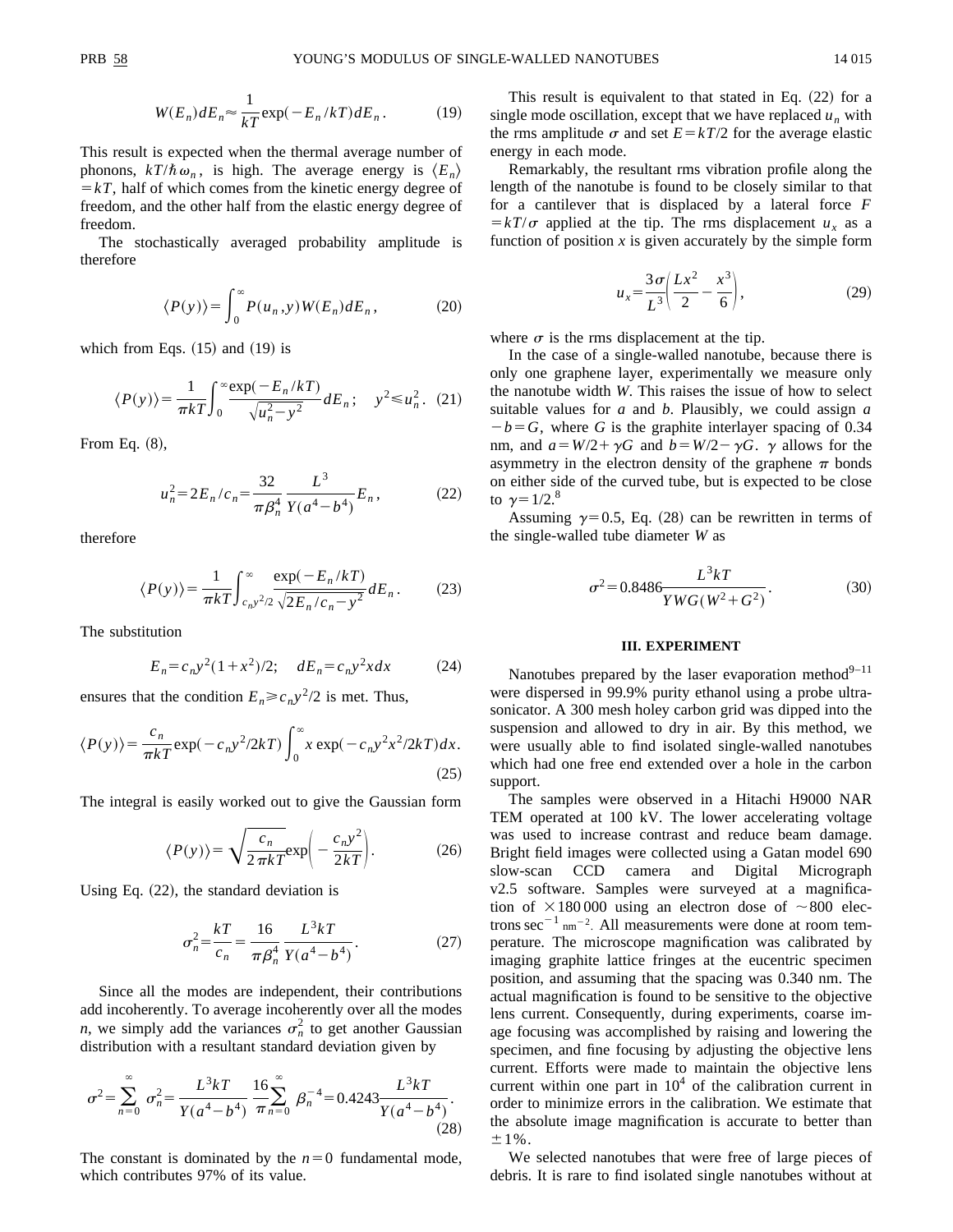$$W(E_n)dE_n \approx \frac{1}{kT}\exp(-E_n/kT)dE_n. \tag{19}$$

This result is expected when the thermal average number of phonons, $kT/\hbar\omega_n$, is high. The average energy is $\langle E_n\rangle = kT$, half of which comes from the kinetic energy degree of freedom, and the other half from the elastic energy degree of freedom.

The stochastically averaged probability amplitude is therefore

$$\langle P(y)\rangle = \int_0^\infty P(u_n, y)W(E_n)dE_n, \tag{20}$$

which from Eqs. (15) and (19) is

$$\langle P(y)\rangle = \frac{1}{\pi kT}\int_0^\infty \frac{\exp(-E_n/kT)}{\sqrt{u_n^2 - y^2}}dE_n; \quad y^2 \leqslant u_n^2. \tag{21}$$

From Eq. (8),

$$u_n^2 = 2E_n/c_n = \frac{32}{\pi\beta_n^4}\frac{L^3}{Y(a^4-b^4)}E_n, \tag{22}$$

therefore

$$\langle P(y)\rangle = \frac{1}{\pi kT}\int_{c_n y^2/2}^\infty \frac{\exp(-E_n/kT)}{\sqrt{2E_n/c_n - y^2}}dE_n. \tag{23}$$

The substitution

$$E_n = c_n y^2(1+x^2)/2; \quad dE_n = c_n y^2 x\,dx \tag{24}$$

ensures that the condition $E_n \geqslant c_n y^2/2$ is met. Thus,

$$\langle P(y)\rangle = \frac{c_n}{\pi kT}\exp(-c_n y^2/2kT)\int_0^\infty x\exp(-c_n y^2 x^2/2kT)dx. \tag{25}$$

The integral is easily worked out to give the Gaussian form

$$\langle P(y)\rangle = \sqrt{\frac{c_n}{2\pi kT}}\exp\left(-\frac{c_n y^2}{2kT}\right). \tag{26}$$

Using Eq. (22), the standard deviation is

$$\sigma_n^2 = \frac{kT}{c_n} = \frac{16}{\pi\beta_n^4}\frac{L^3 kT}{Y(a^4-b^4)}. \tag{27}$$

Since all the modes are independent, their contributions add incoherently. To average incoherently over all the modes $n$, we simply add the variances $\sigma_n^2$ to get another Gaussian distribution with a resultant standard deviation given by

$$\sigma^2 = \sum_{n=0}^\infty \sigma_n^2 = \frac{L^3 kT}{Y(a^4-b^4)}\frac{16}{\pi}\sum_{n=0}^\infty \beta_n^{-4} = 0.4243\frac{L^3 kT}{Y(a^4-b^4)}. \tag{28}$$

The constant is dominated by the $n=0$ fundamental mode, which contributes 97% of its value.

This result is equivalent to that stated in Eq. (22) for a single mode oscillation, except that we have replaced $u_n$ with the rms amplitude $\sigma$ and set $E = kT/2$ for the average elastic energy in each mode.

Remarkably, the resultant rms vibration profile along the length of the nanotube is found to be closely similar to that for a cantilever that is displaced by a lateral force $F = kT/\sigma$ applied at the tip. The rms displacement $u_x$ as a function of position $x$ is given accurately by the simple form

$$u_x = \frac{3\sigma}{L^3}\left(\frac{Lx^2}{2} - \frac{x^3}{6}\right), \tag{29}$$

where $\sigma$ is the rms displacement at the tip.

In the case of a single-walled nanotube, because there is only one graphene layer, experimentally we measure only the nanotube width $W$. This raises the issue of how to select suitable values for $a$ and $b$. Plausibly, we could assign $a - b = G$, where $G$ is the graphite interlayer spacing of 0.34 nm, and $a = W/2 + \gamma G$ and $b = W/2 - \gamma G$. $\gamma$ allows for the asymmetry in the electron density of the graphene $\pi$ bonds on either side of the curved tube, but is expected to be close to $\gamma = 1/2$.[8]

Assuming $\gamma = 0.5$, Eq. (28) can be rewritten in terms of the single-walled tube diameter $W$ as

$$\sigma^2 = 0.8486\frac{L^3 kT}{YWG(W^2+G^2)}. \tag{30}$$

## III. EXPERIMENT

Nanotubes prepared by the laser evaporation method[9–11] were dispersed in 99.9% purity ethanol using a probe ultrasonicator. A 300 mesh holey carbon grid was dipped into the suspension and allowed to dry in air. By this method, we were usually able to find isolated single-walled nanotubes which had one free end extended over a hole in the carbon support.

The samples were observed in a Hitachi H9000 NAR TEM operated at 100 kV. The lower accelerating voltage was used to increase contrast and reduce beam damage. Bright field images were collected using a Gatan model 690 slow-scan CCD camera and Digital Micrograph v2.5 software. Samples were surveyed at a magnification of ×180 000 using an electron dose of ~800 electrons $\sec^{-1}$ $\mathrm{nm}^{-2}$. All measurements were done at room temperature. The microscope magnification was calibrated by imaging graphite lattice fringes at the eucentric specimen position, and assuming that the spacing was 0.340 nm. The actual magnification is found to be sensitive to the objective lens current. Consequently, during experiments, coarse image focusing was accomplished by raising and lowering the specimen, and fine focusing by adjusting the objective lens current. Efforts were made to maintain the objective lens current within one part in $10^4$ of the calibration current in order to minimize errors in the calibration. We estimate that the absolute image magnification is accurate to better than ±1%.

We selected nanotubes that were free of large pieces of debris. It is rare to find isolated single nanotubes without at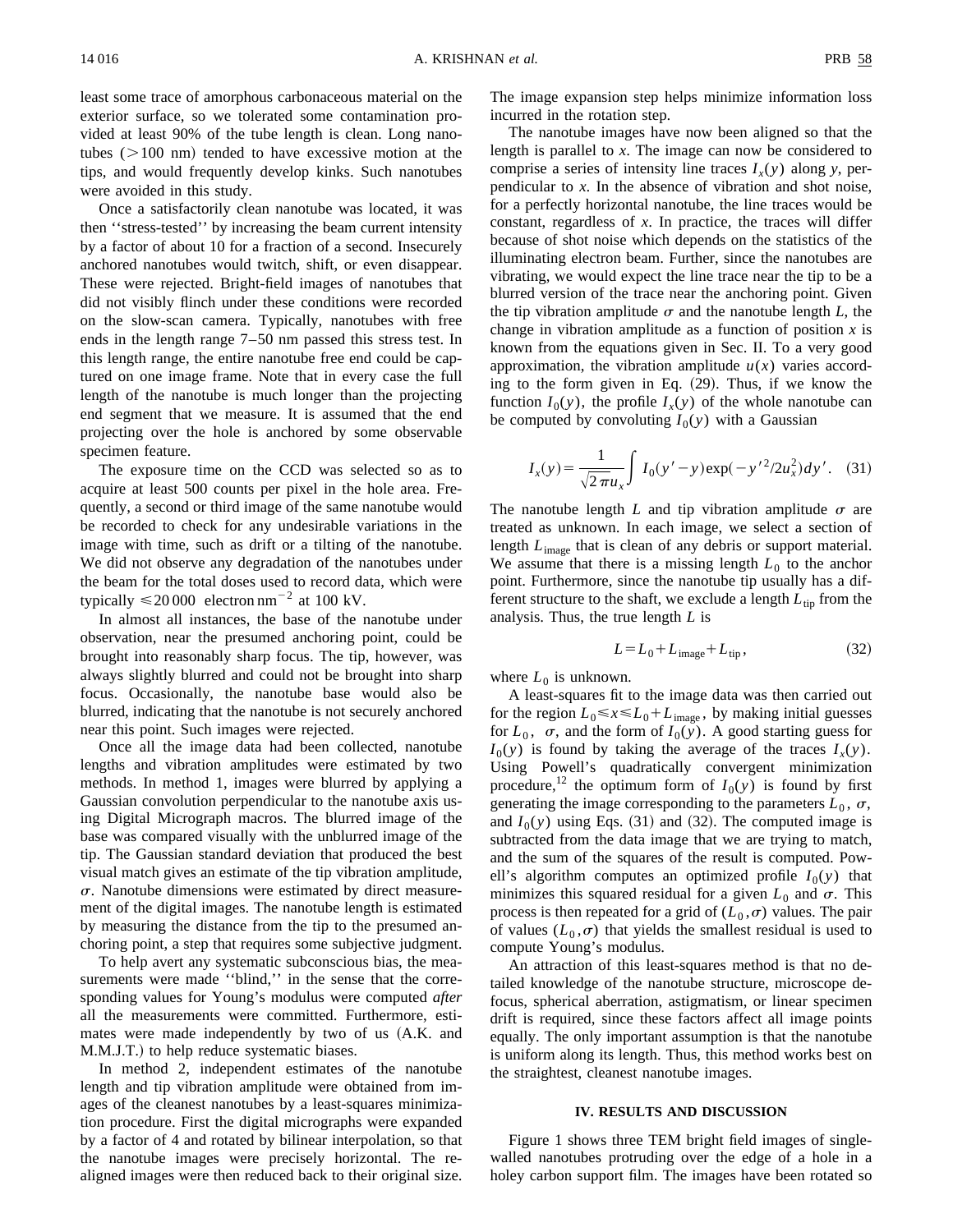least some trace of amorphous carbonaceous material on the exterior surface, so we tolerated some contamination provided at least 90% of the tube length is clean. Long nanotubes (>100 nm) tended to have excessive motion at the tips, and would frequently develop kinks. Such nanotubes were avoided in this study.

Once a satisfactorily clean nanotube was located, it was then ''stress-tested'' by increasing the beam current intensity by a factor of about 10 for a fraction of a second. Insecurely anchored nanotubes would twitch, shift, or even disappear. These were rejected. Bright-field images of nanotubes that did not visibly flinch under these conditions were recorded on the slow-scan camera. Typically, nanotubes with free ends in the length range 7–50 nm passed this stress test. In this length range, the entire nanotube free end could be captured on one image frame. Note that in every case the full length of the nanotube is much longer than the projecting end segment that we measure. It is assumed that the end projecting over the hole is anchored by some observable specimen feature.

The exposure time on the CCD was selected so as to acquire at least 500 counts per pixel in the hole area. Frequently, a second or third image of the same nanotube would be recorded to check for any undesirable variations in the image with time, such as drift or a tilting of the nanotube. We did not observe any degradation of the nanotubes under the beam for the total doses used to record data, which were typically $\leqslant 20\,000$ electron nm$^{-2}$ at 100 kV.

In almost all instances, the base of the nanotube under observation, near the presumed anchoring point, could be brought into reasonably sharp focus. The tip, however, was always slightly blurred and could not be brought into sharp focus. Occasionally, the nanotube base would also be blurred, indicating that the nanotube is not securely anchored near this point. Such images were rejected.

Once all the image data had been collected, nanotube lengths and vibration amplitudes were estimated by two methods. In method 1, images were blurred by applying a Gaussian convolution perpendicular to the nanotube axis using Digital Micrograph macros. The blurred image of the base was compared visually with the unblurred image of the tip. The Gaussian standard deviation that produced the best visual match gives an estimate of the tip vibration amplitude, $\sigma$. Nanotube dimensions were estimated by direct measurement of the digital images. The nanotube length is estimated by measuring the distance from the tip to the presumed anchoring point, a step that requires some subjective judgment.

To help avert any systematic subconscious bias, the measurements were made ''blind,'' in the sense that the corresponding values for Young's modulus were computed *after* all the measurements were committed. Furthermore, estimates were made independently by two of us (A.K. and M.M.J.T.) to help reduce systematic biases.

In method 2, independent estimates of the nanotube length and tip vibration amplitude were obtained from images of the cleanest nanotubes by a least-squares minimization procedure. First the digital micrographs were expanded by a factor of 4 and rotated by bilinear interpolation, so that the nanotube images were precisely horizontal. The re-aligned images were then reduced back to their original size. The image expansion step helps minimize information loss incurred in the rotation step.

The nanotube images have now been aligned so that the length is parallel to $x$. The image can now be considered to comprise a series of intensity line traces $I_x(y)$ along $y$, perpendicular to $x$. In the absence of vibration and shot noise, for a perfectly horizontal nanotube, the line traces would be constant, regardless of $x$. In practice, the traces will differ because of shot noise which depends on the statistics of the illuminating electron beam. Further, since the nanotubes are vibrating, we would expect the line trace near the tip to be a blurred version of the trace near the anchoring point. Given the tip vibration amplitude $\sigma$ and the nanotube length $L$, the change in vibration amplitude as a function of position $x$ is known from the equations given in Sec. II. To a very good approximation, the vibration amplitude $u(x)$ varies according to the form given in Eq. (29). Thus, if we know the function $I_0(y)$, the profile $I_x(y)$ of the whole nanotube can be computed by convoluting $I_0(y)$ with a Gaussian

$$I_x(y) = \frac{1}{\sqrt{2\pi} u_x} \int I_0(y' - y) \exp(-y'^2/2u_x^2) dy'. \quad (31)$$

The nanotube length $L$ and tip vibration amplitude $\sigma$ are treated as unknown. In each image, we select a section of length $L_{\mathrm{image}}$ that is clean of any debris or support material. We assume that there is a missing length $L_0$ to the anchor point. Furthermore, since the nanotube tip usually has a different structure to the shaft, we exclude a length $L_{\mathrm{tip}}$ from the analysis. Thus, the true length $L$ is

$$L = L_0 + L_{\mathrm{image}} + L_{\mathrm{tip}}, \quad (32)$$

where $L_0$ is unknown.

A least-squares fit to the image data was then carried out for the region $L_0 \leqslant x \leqslant L_0 + L_{\mathrm{image}}$, by making initial guesses for $L_0$, $\sigma$, and the form of $I_0(y)$. A good starting guess for $I_0(y)$ is found by taking the average of the traces $I_x(y)$. Using Powell's quadratically convergent minimization procedure,[12] the optimum form of $I_0(y)$ is found by first generating the image corresponding to the parameters $L_0$, $\sigma$, and $I_0(y)$ using Eqs. (31) and (32). The computed image is subtracted from the data image that we are trying to match, and the sum of the squares of the result is computed. Powell's algorithm computes an optimized profile $I_0(y)$ that minimizes this squared residual for a given $L_0$ and $\sigma$. This process is then repeated for a grid of $(L_0, \sigma)$ values. The pair of values $(L_0, \sigma)$ that yields the smallest residual is used to compute Young's modulus.

An attraction of this least-squares method is that no detailed knowledge of the nanotube structure, microscope defocus, spherical aberration, astigmatism, or linear specimen drift is required, since these factors affect all image points equally. The only important assumption is that the nanotube is uniform along its length. Thus, this method works best on the straightest, cleanest nanotube images.

## IV. RESULTS AND DISCUSSION

Figure 1 shows three TEM bright field images of single-walled nanotubes protruding over the edge of a hole in a holey carbon support film. The images have been rotated so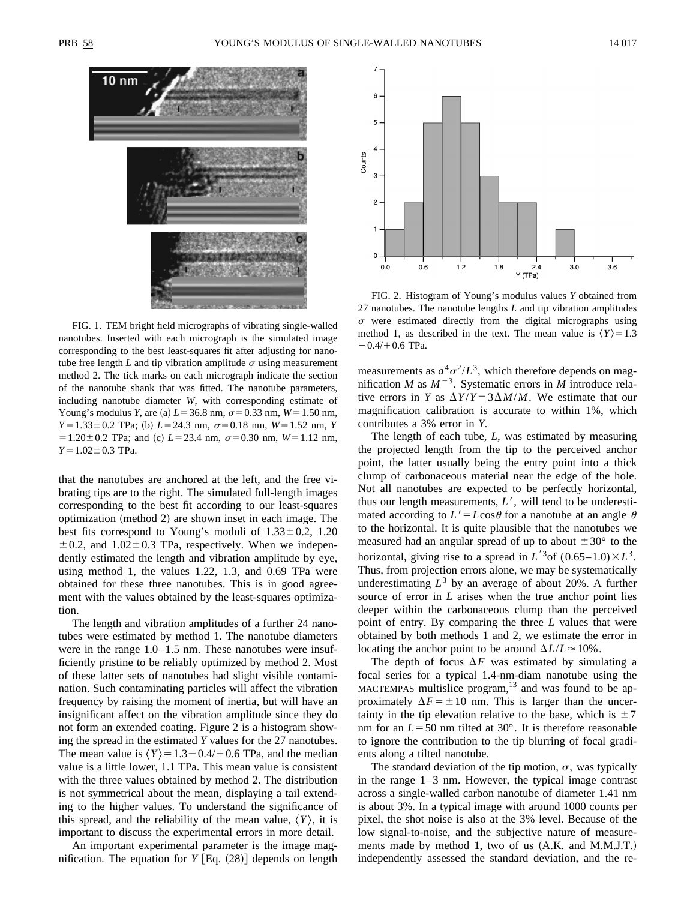FIG. 1. TEM bright field micrographs of vibrating single-walled nanotubes. Inserted with each micrograph is the simulated image corresponding to the best least-squares fit after adjusting for nanotube free length $L$ and tip vibration amplitude $\sigma$ using measurement method 2. The tick marks on each micrograph indicate the section of the nanotube shank that was fitted. The nanotube parameters, including nanotube diameter $W$, with corresponding estimate of Young's modulus $Y$, are (a) $L = 36.8$ nm, $\sigma = 0.33$ nm, $W = 1.50$ nm, $Y = 1.33 \pm 0.2$ TPa; (b) $L = 24.3$ nm, $\sigma = 0.18$ nm, $W = 1.52$ nm, $Y = 1.20 \pm 0.2$ TPa; and (c) $L = 23.4$ nm, $\sigma = 0.30$ nm, $W = 1.12$ nm, $Y = 1.02 \pm 0.3$ TPa.

that the nanotubes are anchored at the left, and the free vibrating tips are to the right. The simulated full-length images corresponding to the best fit according to our least-squares optimization (method 2) are shown inset in each image. The best fits correspond to Young's moduli of $1.33 \pm 0.2$, 1.20 $\pm 0.2$, and $1.02 \pm 0.3$ TPa, respectively. When we independently estimated the length and vibration amplitude by eye, using method 1, the values 1.22, 1.3, and 0.69 TPa were obtained for these three nanotubes. This is in good agreement with the values obtained by the least-squares optimization.

The length and vibration amplitudes of a further 24 nanotubes were estimated by method 1. The nanotube diameters were in the range 1.0–1.5 nm. These nanotubes were insufficiently pristine to be reliably optimized by method 2. Most of these latter sets of nanotubes had slight visible contamination. Such contaminating particles will affect the vibration frequency by raising the moment of inertia, but will have an insignificant affect on the vibration amplitude since they do not form an extended coating. Figure 2 is a histogram showing the spread in the estimated $Y$ values for the 27 nanotubes. The mean value is $\langle Y \rangle = 1.3 - 0.4/+0.6$ TPa, and the median value is a little lower, 1.1 TPa. This mean value is consistent with the three values obtained by method 2. The distribution is not symmetrical about the mean, displaying a tail extending to the higher values. To understand the significance of this spread, and the reliability of the mean value, $\langle Y \rangle$, it is important to discuss the experimental errors in more detail.

An important experimental parameter is the image magnification. The equation for $Y$ [Eq. (28)] depends on length measurements as $a^4\sigma^2/L^3$, which therefore depends on magnification $M$ as $M^{-3}$. Systematic errors in $M$ introduce relative errors in $Y$ as $\Delta Y/Y = 3\Delta M/M$. We estimate that our magnification calibration is accurate to within 1%, which contributes a 3% error in $Y$.

FIG. 2. Histogram of Young's modulus values $Y$ obtained from 27 nanotubes. The nanotube lengths $L$ and tip vibration amplitudes $\sigma$ were estimated directly from the digital micrographs using method 1, as described in the text. The mean value is $\langle Y \rangle = 1.3 - 0.4/+0.6$ TPa.

The length of each tube, $L$, was estimated by measuring the projected length from the tip to the perceived anchor point, the latter usually being the entry point into a thick clump of carbonaceous material near the edge of the hole. Not all nanotubes are expected to be perfectly horizontal, thus our length measurements, $L'$, will tend to be underestimated according to $L' = L\cos\theta$ for a nanotube at an angle $\theta$ to the horizontal. It is quite plausible that the nanotubes we measured had an angular spread of up to about $\pm 30°$ to the horizontal, giving rise to a spread in $L'^3$ of $(0.65–1.0) \times L^3$. Thus, from projection errors alone, we may be systematically underestimating $L^3$ by an average of about 20%. A further source of error in $L$ arises when the true anchor point lies deeper within the carbonaceous clump than the perceived point of entry. By comparing the three $L$ values that were obtained by both methods 1 and 2, we estimate the error in locating the anchor point to be around $\Delta L/L \approx 10\%$.

The depth of focus $\Delta F$ was estimated by simulating a focal series for a typical 1.4-nm-diam nanotube using the MACTEMPAS multislice program,[13] and was found to be approximately $\Delta F = \pm 10$ nm. This is larger than the uncertainty in the tip elevation relative to the base, which is $\pm 7$ nm for an $L = 50$ nm tilted at 30°. It is therefore reasonable to ignore the contribution to the tip blurring of focal gradients along a tilted nanotube.

The standard deviation of the tip motion, $\sigma$, was typically in the range 1–3 nm. However, the typical image contrast across a single-walled carbon nanotube of diameter 1.41 nm is about 3%. In a typical image with around 1000 counts per pixel, the shot noise is also at the 3% level. Because of the low signal-to-noise, and the subjective nature of measurements made by method 1, two of us (A.K. and M.M.J.T.) independently assessed the standard deviation, and the re-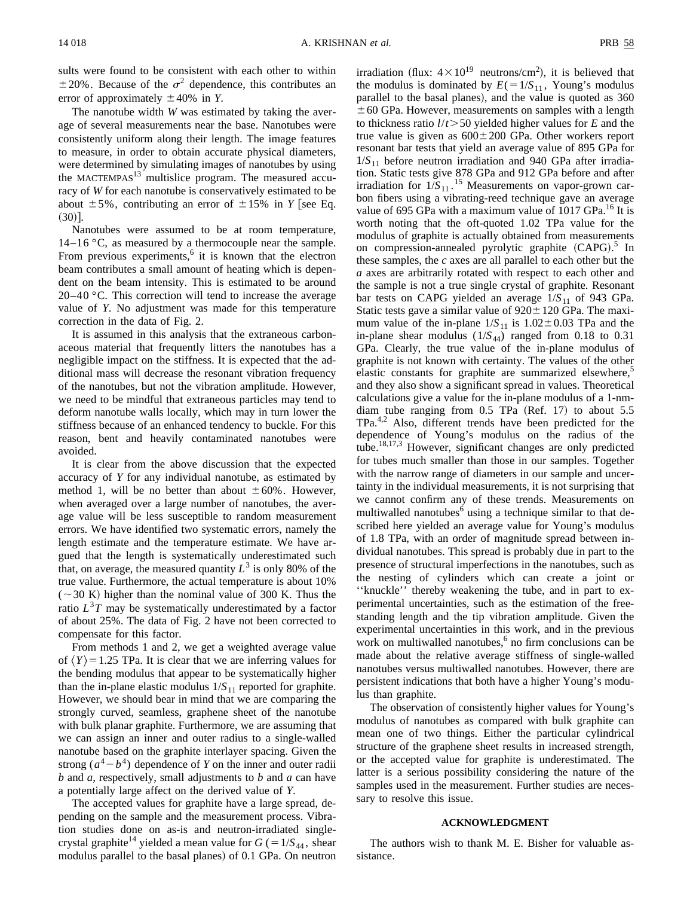sults were found to be consistent with each other to within $\pm 20\%$. Because of the $\sigma^2$ dependence, this contributes an error of approximately $\pm 40\%$ in $Y$.

The nanotube width $W$ was estimated by taking the average of several measurements near the base. Nanotubes were consistently uniform along their length. The image features to measure, in order to obtain accurate physical diameters, were determined by simulating images of nanotubes by using the MACTEMPAS[13] multislice program. The measured accuracy of $W$ for each nanotube is conservatively estimated to be about $\pm 5\%$, contributing an error of $\pm 15\%$ in $Y$ [see Eq. (30)].

Nanotubes were assumed to be at room temperature, 14–16 °C, as measured by a thermocouple near the sample. From previous experiments,[6] it is known that the electron beam contributes a small amount of heating which is dependent on the beam intensity. This is estimated to be around 20–40 °C. This correction will tend to increase the average value of $Y$. No adjustment was made for this temperature correction in the data of Fig. 2.

It is assumed in this analysis that the extraneous carbonaceous material that frequently litters the nanotubes has a negligible impact on the stiffness. It is expected that the additional mass will decrease the resonant vibration frequency of the nanotubes, but not the vibration amplitude. However, we need to be mindful that extraneous particles may tend to deform nanotube walls locally, which may in turn lower the stiffness because of an enhanced tendency to buckle. For this reason, bent and heavily contaminated nanotubes were avoided.

It is clear from the above discussion that the expected accuracy of $Y$ for any individual nanotube, as estimated by method 1, will be no better than about $\pm 60\%$. However, when averaged over a large number of nanotubes, the average value will be less susceptible to random measurement errors. We have identified two systematic errors, namely the length estimate and the temperature estimate. We have argued that the length is systematically underestimated such that, on average, the measured quantity $L^3$ is only 80% of the true value. Furthermore, the actual temperature is about 10% ($\sim 30$ K) higher than the nominal value of 300 K. Thus the ratio $L^3 T$ may be systematically underestimated by a factor of about 25%. The data of Fig. 2 have not been corrected to compensate for this factor.

From methods 1 and 2, we get a weighted average value of $\langle Y \rangle = 1.25$ TPa. It is clear that we are inferring values for the bending modulus that appear to be systematically higher than the in-plane elastic modulus $1/S_{11}$ reported for graphite. However, we should bear in mind that we are comparing the strongly curved, seamless, graphene sheet of the nanotube with bulk planar graphite. Furthermore, we are assuming that we can assign an inner and outer radius to a single-walled nanotube based on the graphite interlayer spacing. Given the strong $(a^4 - b^4)$ dependence of $Y$ on the inner and outer radii $b$ and $a$, respectively, small adjustments to $b$ and $a$ can have a potentially large affect on the derived value of $Y$.

The accepted values for graphite have a large spread, depending on the sample and the measurement process. Vibration studies done on as-is and neutron-irradiated single-crystal graphite[14] yielded a mean value for $G$ ($=1/S_{44}$, shear modulus parallel to the basal planes) of 0.1 GPa. On neutron irradiation (flux: $4\times 10^{19}$ neutrons/cm$^2$), it is believed that the modulus is dominated by $E(=1/S_{11}$, Young's modulus parallel to the basal planes), and the value is quoted as 360 $\pm 60$ GPa. However, measurements on samples with a length to thickness ratio $l/t > 50$ yielded higher values for $E$ and the true value is given as $600\pm 200$ GPa. Other workers report resonant bar tests that yield an average value of 895 GPa for $1/S_{11}$ before neutron irradiation and 940 GPa after irradiation. Static tests give 878 GPa and 912 GPa before and after irradiation for $1/S_{11}$.[15] Measurements on vapor-grown carbon fibers using a vibrating-reed technique gave an average value of 695 GPa with a maximum value of 1017 GPa.[16] It is worth noting that the oft-quoted 1.02 TPa value for the modulus of graphite is actually obtained from measurements on compression-annealed pyrolytic graphite (CAPG).[5] In these samples, the $c$ axes are all parallel to each other but the $a$ axes are arbitrarily rotated with respect to each other and the sample is not a true single crystal of graphite. Resonant bar tests on CAPG yielded an average $1/S_{11}$ of 943 GPa. Static tests gave a similar value of $920\pm 120$ GPa. The maximum value of the in-plane $1/S_{11}$ is $1.02\pm 0.03$ TPa and the in-plane shear modulus ($1/S_{44}$) ranged from 0.18 to 0.31 GPa. Clearly, the true value of the in-plane modulus of graphite is not known with certainty. The values of the other elastic constants for graphite are summarized elsewhere,[5] and they also show a significant spread in values. Theoretical calculations give a value for the in-plane modulus of a 1-nm-diam tube ranging from 0.5 TPa (Ref. 17) to about 5.5 TPa.[4,2] Also, different trends have been predicted for the dependence of Young's modulus on the radius of the tube.[18,17,3] However, significant changes are only predicted for tubes much smaller than those in our samples. Together with the narrow range of diameters in our sample and uncertainty in the individual measurements, it is not surprising that we cannot confirm any of these trends. Measurements on multiwalled nanotubes[6] using a technique similar to that described here yielded an average value for Young's modulus of 1.8 TPa, with an order of magnitude spread between individual nanotubes. This spread is probably due in part to the presence of structural imperfections in the nanotubes, such as the nesting of cylinders which can create a joint or "knuckle" thereby weakening the tube, and in part to experimental uncertainties, such as the estimation of the free-standing length and the tip vibration amplitude. Given the experimental uncertainties in this work, and in the previous work on multiwalled nanotubes,[6] no firm conclusions can be made about the relative average stiffness of single-walled nanotubes versus multiwalled nanotubes. However, there are persistent indications that both have a higher Young's modulus than graphite.

The observation of consistently higher values for Young's modulus of nanotubes as compared with bulk graphite can mean one of two things. Either the particular cylindrical structure of the graphene sheet results in increased strength, or the accepted value for graphite is underestimated. The latter is a serious possibility considering the nature of the samples used in the measurement. Further studies are necessary to resolve this issue.

## ACKNOWLEDGMENT

The authors wish to thank M. E. Bisher for valuable assistance.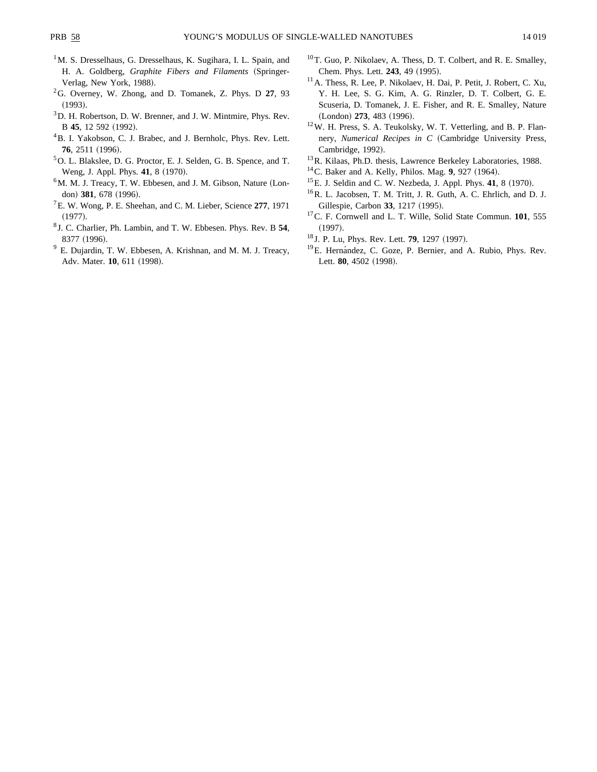[1] M. S. Dresselhaus, G. Dresselhaus, K. Sugihara, I. L. Spain, and H. A. Goldberg, *Graphite Fibers and Filaments* (Springer-Verlag, New York, 1988).

[2] G. Overney, W. Zhong, and D. Tomanek, Z. Phys. D **27**, 93 (1993).

[3] D. H. Robertson, D. W. Brenner, and J. W. Mintmire, Phys. Rev. B **45**, 12 592 (1992).

[4] B. I. Yakobson, C. J. Brabec, and J. Bernholc, Phys. Rev. Lett. **76**, 2511 (1996).

[5] O. L. Blakslee, D. G. Proctor, E. J. Selden, G. B. Spence, and T. Weng, J. Appl. Phys. **41**, 8 (1970).

[6] M. M. J. Treacy, T. W. Ebbesen, and J. M. Gibson, Nature (London) **381**, 678 (1996).

[7] E. W. Wong, P. E. Sheehan, and C. M. Lieber, Science **277**, 1971 (1977).

[8] J. C. Charlier, Ph. Lambin, and T. W. Ebbesen. Phys. Rev. B **54**, 8377 (1996).

[9] E. Dujardin, T. W. Ebbesen, A. Krishnan, and M. M. J. Treacy, Adv. Mater. **10**, 611 (1998).

[10] T. Guo, P. Nikolaev, A. Thess, D. T. Colbert, and R. E. Smalley, Chem. Phys. Lett. **243**, 49 (1995).

[11] A. Thess, R. Lee, P. Nikolaev, H. Dai, P. Petit, J. Robert, C. Xu, Y. H. Lee, S. G. Kim, A. G. Rinzler, D. T. Colbert, G. E. Scuseria, D. Tomanek, J. E. Fisher, and R. E. Smalley, Nature (London) **273**, 483 (1996).

[12] W. H. Press, S. A. Teukolsky, W. T. Vetterling, and B. P. Flannery, *Numerical Recipes in C* (Cambridge University Press, Cambridge, 1992).

[13] R. Kilaas, Ph.D. thesis, Lawrence Berkeley Laboratories, 1988.

[14] C. Baker and A. Kelly, Philos. Mag. **9**, 927 (1964).

[15] E. J. Seldin and C. W. Nezbeda, J. Appl. Phys. **41**, 8 (1970).

[16] R. L. Jacobsen, T. M. Tritt, J. R. Guth, A. C. Ehrlich, and D. J. Gillespie, Carbon **33**, 1217 (1995).

[17] C. F. Cornwell and L. T. Wille, Solid State Commun. **101**, 555 (1997).

[18] J. P. Lu, Phys. Rev. Lett. **79**, 1297 (1997).

[19] E. Hernández, C. Goze, P. Bernier, and A. Rubio, Phys. Rev. Lett. **80**, 4502 (1998).